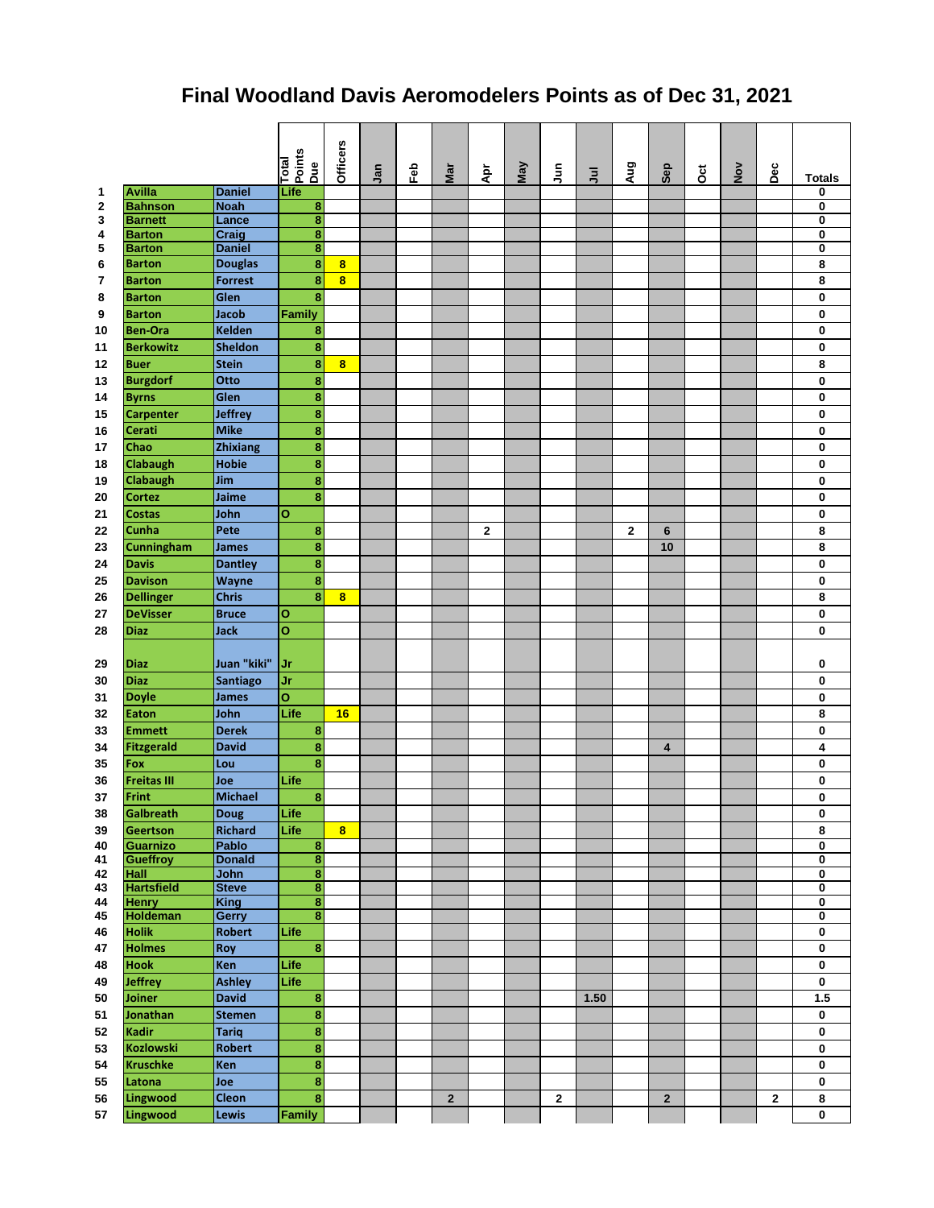# Final Woodland Davis Aeromodelers Points as of Dec 31, 2021

| | | | Total Points Due | Officers | Jan | Feb | Mar | Apr | May | Jun | Jul | Aug | Sep | Oct | Nov | Dec | Totals |
|---|---|---|---|---|---|---|---|---|---|---|---|---|---|---|---|---|---|
| 1 | Avilla | Daniel | Life | | | | | | | | | | | | | | 0 |
| 2 | Bahnson | Noah | 8 | | | | | | | | | | | | | | 0 |
| 3 | Barnett | Lance | 8 | | | | | | | | | | | | | | 0 |
| 4 | Barton | Craig | 8 | | | | | | | | | | | | | | 0 |
| 5 | Barton | Daniel | 8 | | | | | | | | | | | | | | 0 |
| 6 | Barton | Douglas | 8 | 8 | | | | | | | | | | | | | 8 |
| 7 | Barton | Forrest | 8 | 8 | | | | | | | | | | | | | 8 |
| 8 | Barton | Glen | 8 | | | | | | | | | | | | | | 0 |
| 9 | Barton | Jacob | Family | | | | | | | | | | | | | | 0 |
| 10 | Ben-Ora | Kelden | 8 | | | | | | | | | | | | | | 0 |
| 11 | Berkowitz | Sheldon | 8 | | | | | | | | | | | | | | 0 |
| 12 | Buer | Stein | 8 | 8 | | | | | | | | | | | | | 8 |
| 13 | Burgdorf | Otto | 8 | | | | | | | | | | | | | | 0 |
| 14 | Byrns | Glen | 8 | | | | | | | | | | | | | | 0 |
| 15 | Carpenter | Jeffrey | 8 | | | | | | | | | | | | | | 0 |
| 16 | Cerati | Mike | 8 | | | | | | | | | | | | | | 0 |
| 17 | Chao | Zhixiang | 8 | | | | | | | | | | | | | | 0 |
| 18 | Clabaugh | Hobie | 8 | | | | | | | | | | | | | | 0 |
| 19 | Clabaugh | Jim | 8 | | | | | | | | | | | | | | 0 |
| 20 | Cortez | Jaime | 8 | | | | | | | | | | | | | | 0 |
| 21 | Costas | John | O | | | | | | | | | | | | | | 0 |
| 22 | Cunha | Pete | 8 | | | | | 2 | | | | 2 | 6 | | | | 8 |
| 23 | Cunningham | James | 8 | | | | | | | | | | 10 | | | | 8 |
| 24 | Davis | Dantley | 8 | | | | | | | | | | | | | | 0 |
| 25 | Davison | Wayne | 8 | | | | | | | | | | | | | | 0 |
| 26 | Dellinger | Chris | 8 | 8 | | | | | | | | | | | | | 8 |
| 27 | DeVisser | Bruce | O | | | | | | | | | | | | | | 0 |
| 28 | Diaz | Jack | O | | | | | | | | | | | | | | 0 |
| 29 | Diaz | Juan "kiki" | Jr | | | | | | | | | | | | | | 0 |
| 30 | Diaz | Santiago | Jr | | | | | | | | | | | | | | 0 |
| 31 | Doyle | James | O | | | | | | | | | | | | | | 0 |
| 32 | Eaton | John | Life | 16 | | | | | | | | | | | | | 8 |
| 33 | Emmett | Derek | 8 | | | | | | | | | | | | | | 0 |
| 34 | Fitzgerald | David | 8 | | | | | | | | | | 4 | | | | 4 |
| 35 | Fox | Lou | 8 | | | | | | | | | | | | | | 0 |
| 36 | Freitas III | Joe | Life | | | | | | | | | | | | | | 0 |
| 37 | Frint | Michael | 8 | | | | | | | | | | | | | | 0 |
| 38 | Galbreath | Doug | Life | | | | | | | | | | | | | | 0 |
| 39 | Geertson | Richard | Life | 8 | | | | | | | | | | | | | 8 |
| 40 | Guarnizo | Pablo | 8 | | | | | | | | | | | | | | 0 |
| 41 | Gueffroy | Donald | 8 | | | | | | | | | | | | | | 0 |
| 42 | Hall | John | 8 | | | | | | | | | | | | | | 0 |
| 43 | Hartsfield | Steve | 8 | | | | | | | | | | | | | | 0 |
| 44 | Henry | King | 8 | | | | | | | | | | | | | | 0 |
| 45 | Holdeman | Gerry | 8 | | | | | | | | | | | | | | 0 |
| 46 | Holik | Robert | Life | | | | | | | | | | | | | | 0 |
| 47 | Holmes | Roy | 8 | | | | | | | | | | | | | | 0 |
| 48 | Hook | Ken | Life | | | | | | | | | | | | | | 0 |
| 49 | Jeffrey | Ashley | Life | | | | | | | | | | | | | | 0 |
| 50 | Joiner | David | 8 | | | | | | | | 1.50 | | | | | | 1.5 |
| 51 | Jonathan | Stemen | 8 | | | | | | | | | | | | | | 0 |
| 52 | Kadir | Tariq | 8 | | | | | | | | | | | | | | 0 |
| 53 | Kozlowski | Robert | 8 | | | | | | | | | | | | | | 0 |
| 54 | Kruschke | Ken | 8 | | | | | | | | | | | | | | 0 |
| 55 | Latona | Joe | 8 | | | | | | | | | | | | | | 0 |
| 56 | Lingwood | Cleon | 8 | | | | 2 | | | 2 | | | 2 | | | 2 | 8 |
| 57 | Lingwood | Lewis | Family | | | | | | | | | | | | | | 0 |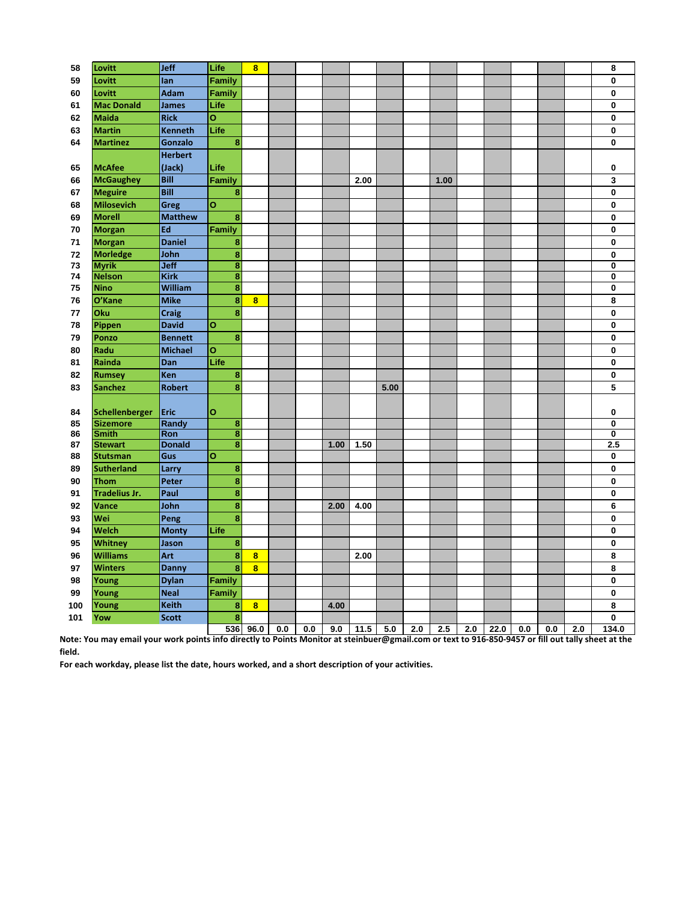| | | | | | | | | | | | | | | | | | |
|---|---|---|---|---|---|---|---|---|---|---|---|---|---|---|---|---|---|
| 58 | Lovitt | Jeff | Life | 8 | | | | | | | | | | | | | 8 |
| 59 | Lovitt | Ian | Family | | | | | | | | | | | | | | 0 |
| 60 | Lovitt | Adam | Family | | | | | | | | | | | | | | 0 |
| 61 | Mac Donald | James | Life | | | | | | | | | | | | | | 0 |
| 62 | Maida | Rick | O | | | | | | | | | | | | | | 0 |
| 63 | Martin | Kenneth | Life | | | | | | | | | | | | | | 0 |
| 64 | Martinez | Gonzalo | 8 | | | | | | | | | | | | | | 0 |
| 65 | McAfee | Herbert (Jack) | Life | | | | | | | | | | | | | | 0 |
| 66 | McGaughey | Bill | Family | | | | | 2.00 | | | 1.00 | | | | | | 3 |
| 67 | Meguire | Bill | 8 | | | | | | | | | | | | | | 0 |
| 68 | Milosevich | Greg | O | | | | | | | | | | | | | | 0 |
| 69 | Morell | Matthew | 8 | | | | | | | | | | | | | | 0 |
| 70 | Morgan | Ed | Family | | | | | | | | | | | | | | 0 |
| 71 | Morgan | Daniel | 8 | | | | | | | | | | | | | | 0 |
| 72 | Morledge | John | 8 | | | | | | | | | | | | | | 0 |
| 73 | Myrik | Jeff | 8 | | | | | | | | | | | | | | 0 |
| 74 | Nelson | Kirk | 8 | | | | | | | | | | | | | | 0 |
| 75 | Nino | William | 8 | | | | | | | | | | | | | | 0 |
| 76 | O'Kane | Mike | 8 | 8 | | | | | | | | | | | | | 8 |
| 77 | Oku | Craig | 8 | | | | | | | | | | | | | | 0 |
| 78 | Pippen | David | O | | | | | | | | | | | | | | 0 |
| 79 | Ponzo | Bennett | 8 | | | | | | | | | | | | | | 0 |
| 80 | Radu | Michael | O | | | | | | | | | | | | | | 0 |
| 81 | Rainda | Dan | Life | | | | | | | | | | | | | | 0 |
| 82 | Rumsey | Ken | 8 | | | | | | | | | | | | | | 0 |
| 83 | Sanchez | Robert | 8 | | | | | | 5.00 | | | | | | | | 5 |
| 84 | Schellenberger | Eric | O | | | | | | | | | | | | | | 0 |
| 85 | Sizemore | Randy | 8 | | | | | | | | | | | | | | 0 |
| 86 | Smith | Ron | 8 | | | | | | | | | | | | | | 0 |
| 87 | Stewart | Donald | 8 | | | | 1.00 | 1.50 | | | | | | | | | 2.5 |
| 88 | Stutsman | Gus | O | | | | | | | | | | | | | | 0 |
| 89 | Sutherland | Larry | 8 | | | | | | | | | | | | | | 0 |
| 90 | Thom | Peter | 8 | | | | | | | | | | | | | | 0 |
| 91 | Tradelius Jr. | Paul | 8 | | | | | | | | | | | | | | 0 |
| 92 | Vance | John | 8 | | | | 2.00 | 4.00 | | | | | | | | | 6 |
| 93 | Wei | Peng | 8 | | | | | | | | | | | | | | 0 |
| 94 | Welch | Monty | Life | | | | | | | | | | | | | | 0 |
| 95 | Whitney | Jason | 8 | | | | | | | | | | | | | | 0 |
| 96 | Williams | Art | 8 | 8 | | | | 2.00 | | | | | | | | | 8 |
| 97 | Winters | Danny | 8 | 8 | | | | | | | | | | | | | 8 |
| 98 | Young | Dylan | Family | | | | | | | | | | | | | | 0 |
| 99 | Young | Neal | Family | | | | | | | | | | | | | | 0 |
| 100 | Young | Keith | 8 | 8 | | | 4.00 | | | | | | | | | | 8 |
| 101 | Yow | Scott | 8 | | | | | | | | | | | | | | 0 |
| | | | 536 | 96.0 | 0.0 | 0.0 | 9.0 | 11.5 | 5.0 | 2.0 | 2.5 | 2.0 | 22.0 | 0.0 | 0.0 | 2.0 | 134.0 |

**Note: You may email your work points info directly to Points Monitor at steinbuer@gmail.com or text to 916-850-9457 or fill out tally sheet at the field.**

**For each workday, please list the date, hours worked, and a short description of your activities.**